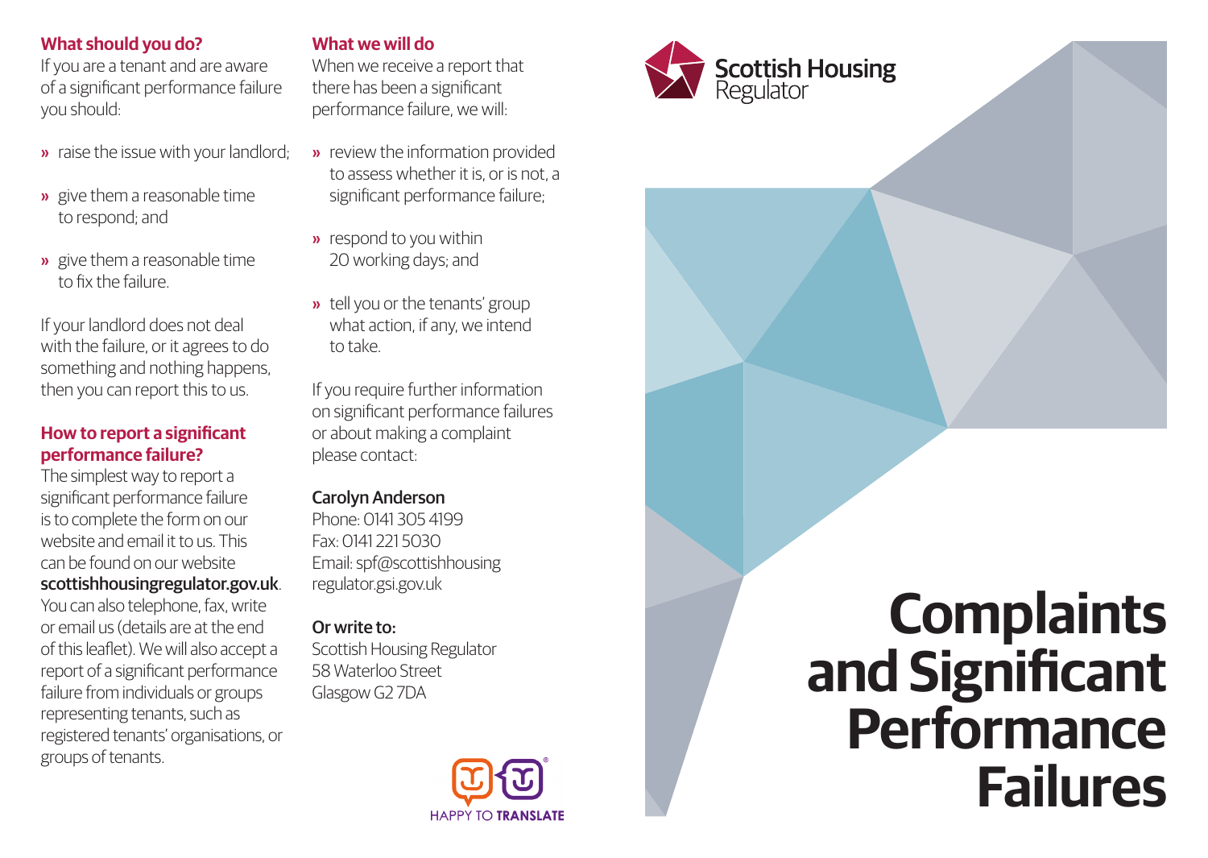### What should you do?

If you are a tenant and are aware of a significant performance failure you should:

- raise the issue with your landlord;
- give them a reasonable time to respond; and
- give them a reasonable time to fix the failure.

If your landlord does not deal with the failure, or it agrees to do something and nothing happens, then you can report this to us.

### How to report a significant performance failure?

The simplest way to report a significant performance failure is to complete the form on our website and email it to us. This can be found on our website **scottishhousingregulator.gov.uk**. You can also telephone, fax, write or email us (details are at the end of this leaflet). We will also accept a report of a significant performance failure from individuals or groups representing tenants, such as registered tenants' organisations, or groups of tenants.

### What we will do

When we receive a report that there has been a significant performance failure, we will:

- review the information provided to assess whether it is, or is not, a significant performance failure;
- respond to you within 20 working days; and
- tell you or the tenants' group what action, if any, we intend to take.

If you require further information on significant performance failures or about making a complaint please contact:

**Carolyn Anderson**
Phone: 0141 305 4199
Fax: 0141 221 5030
Email: spf@scottishhousingregulator.gsi.gov.uk

**Or write to:**
Scottish Housing Regulator
58 Waterloo Street
Glasgow G2 7DA

HAPPY TO TRANSLATE

Scottish Housing Regulator

# Complaints and Significant Performance Failures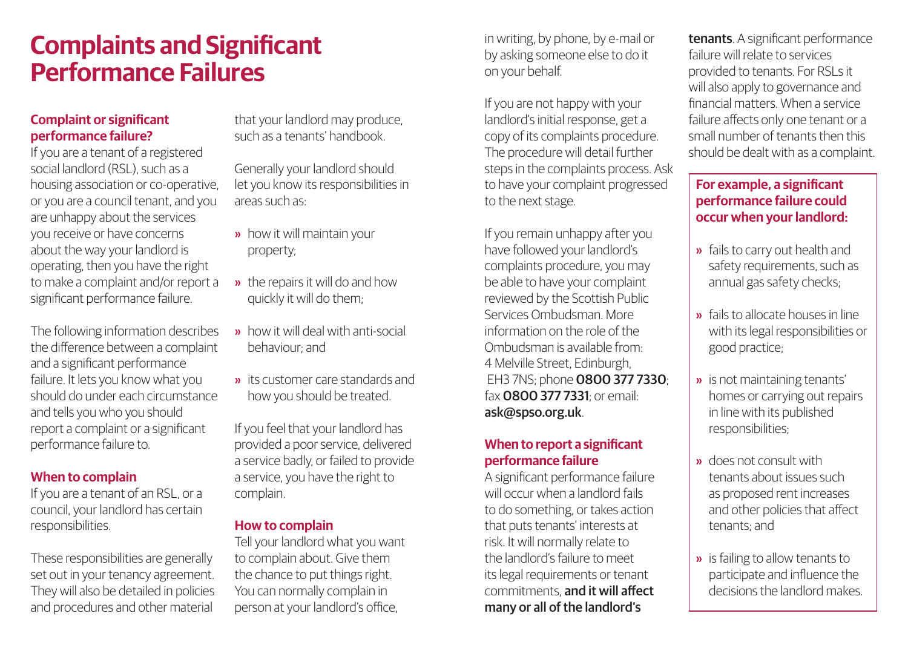# Complaints and Significant Performance Failures

### Complaint or significant performance failure?

If you are a tenant of a registered social landlord (RSL), such as a housing association or co-operative, or you are a council tenant, and you are unhappy about the services you receive or have concerns about the way your landlord is operating, then you have the right to make a complaint and/or report a significant performance failure.

The following information describes the difference between a complaint and a significant performance failure. It lets you know what you should do under each circumstance and tells you who you should report a complaint or a significant performance failure to.

### When to complain

If you are a tenant of an RSL, or a council, your landlord has certain responsibilities.

These responsibilities are generally set out in your tenancy agreement. They will also be detailed in policies and procedures and other material that your landlord may produce, such as a tenants' handbook.

Generally your landlord should let you know its responsibilities in areas such as:

- how it will maintain your property;
- the repairs it will do and how quickly it will do them;
- how it will deal with anti-social behaviour; and
- its customer care standards and how you should be treated.

If you feel that your landlord has provided a poor service, delivered a service badly, or failed to provide a service, you have the right to complain.

### How to complain

Tell your landlord what you want to complain about. Give them the chance to put things right. You can normally complain in person at your landlord's office, in writing, by phone, by e-mail or by asking someone else to do it on your behalf.

If you are not happy with your landlord's initial response, get a copy of its complaints procedure. The procedure will detail further steps in the complaints process. Ask to have your complaint progressed to the next stage.

If you remain unhappy after you have followed your landlord's complaints procedure, you may be able to have your complaint reviewed by the Scottish Public Services Ombudsman. More information on the role of the Ombudsman is available from: 4 Melville Street, Edinburgh, EH3 7NS; phone **0800 377 7330**; fax **0800 377 7331**; or email: **ask@spso.org.uk**.

### When to report a significant performance failure

A significant performance failure will occur when a landlord fails to do something, or takes action that puts tenants' interests at risk. It will normally relate to the landlord's failure to meet its legal requirements or tenant commitments, **and it will affect many or all of the landlord's tenants**. A significant performance failure will relate to services provided to tenants. For RSLs it will also apply to governance and financial matters. When a service failure affects only one tenant or a small number of tenants then this should be dealt with as a complaint.

**For example, a significant performance failure could occur when your landlord:**

- fails to carry out health and safety requirements, such as annual gas safety checks;
- fails to allocate houses in line with its legal responsibilities or good practice;
- is not maintaining tenants' homes or carrying out repairs in line with its published responsibilities;
- does not consult with tenants about issues such as proposed rent increases and other policies that affect tenants; and
- is failing to allow tenants to participate and influence the decisions the landlord makes.